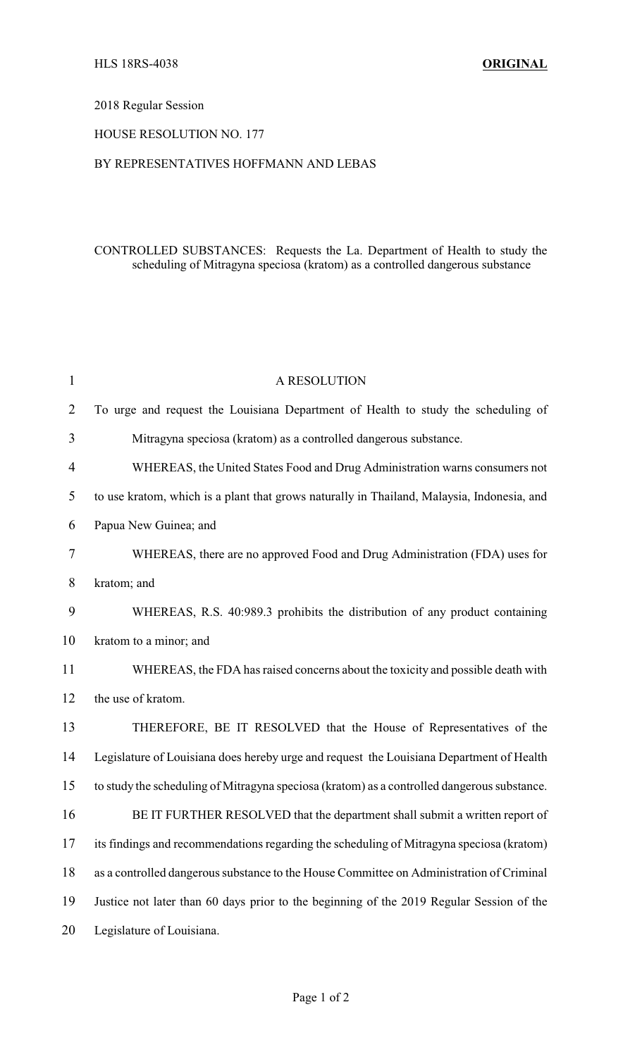HLS 18RS-4038 **ORIGINAL**

2018 Regular Session

HOUSE RESOLUTION NO. 177

BY REPRESENTATIVES HOFFMANN AND LEBAS

CONTROLLED SUBSTANCES: Requests the La. Department of Health to study the scheduling of Mitragyna speciosa (kratom) as a controlled dangerous substance

A RESOLUTION

To urge and request the Louisiana Department of Health to study the scheduling of Mitragyna speciosa (kratom) as a controlled dangerous substance.

WHEREAS, the United States Food and Drug Administration warns consumers not to use kratom, which is a plant that grows naturally in Thailand, Malaysia, Indonesia, and Papua New Guinea; and

WHEREAS, there are no approved Food and Drug Administration (FDA) uses for kratom; and

WHEREAS, R.S. 40:989.3 prohibits the distribution of any product containing kratom to a minor; and

WHEREAS, the FDA has raised concerns about the toxicity and possible death with the use of kratom.

THEREFORE, BE IT RESOLVED that the House of Representatives of the Legislature of Louisiana does hereby urge and request the Louisiana Department of Health to study the scheduling of Mitragyna speciosa (kratom) as a controlled dangerous substance.

BE IT FURTHER RESOLVED that the department shall submit a written report of its findings and recommendations regarding the scheduling of Mitragyna speciosa (kratom) as a controlled dangerous substance to the House Committee on Administration of Criminal Justice not later than 60 days prior to the beginning of the 2019 Regular Session of the Legislature of Louisiana.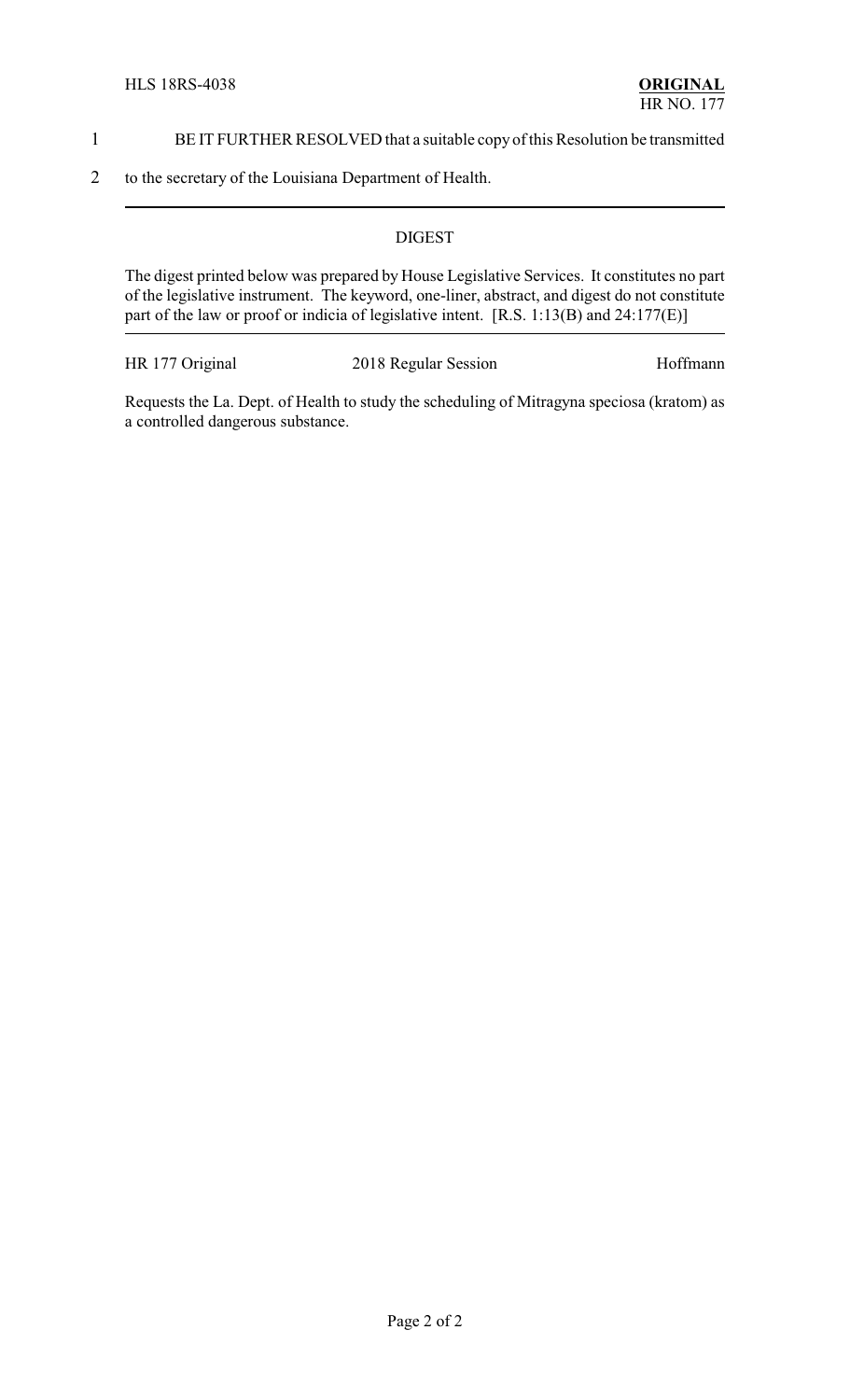1 BE IT FURTHER RESOLVED that a suitable copy of this Resolution be transmitted

2 to the secretary of the Louisiana Department of Health.

## DIGEST

The digest printed below was prepared by House Legislative Services. It constitutes no part of the legislative instrument. The keyword, one-liner, abstract, and digest do not constitute part of the law or proof or indicia of legislative intent. [R.S. 1:13(B) and 24:177(E)]

HR 177 Original 2018 Regular Session Hoffmann

Requests the La. Dept. of Health to study the scheduling of Mitragyna speciosa (kratom) as a controlled dangerous substance.